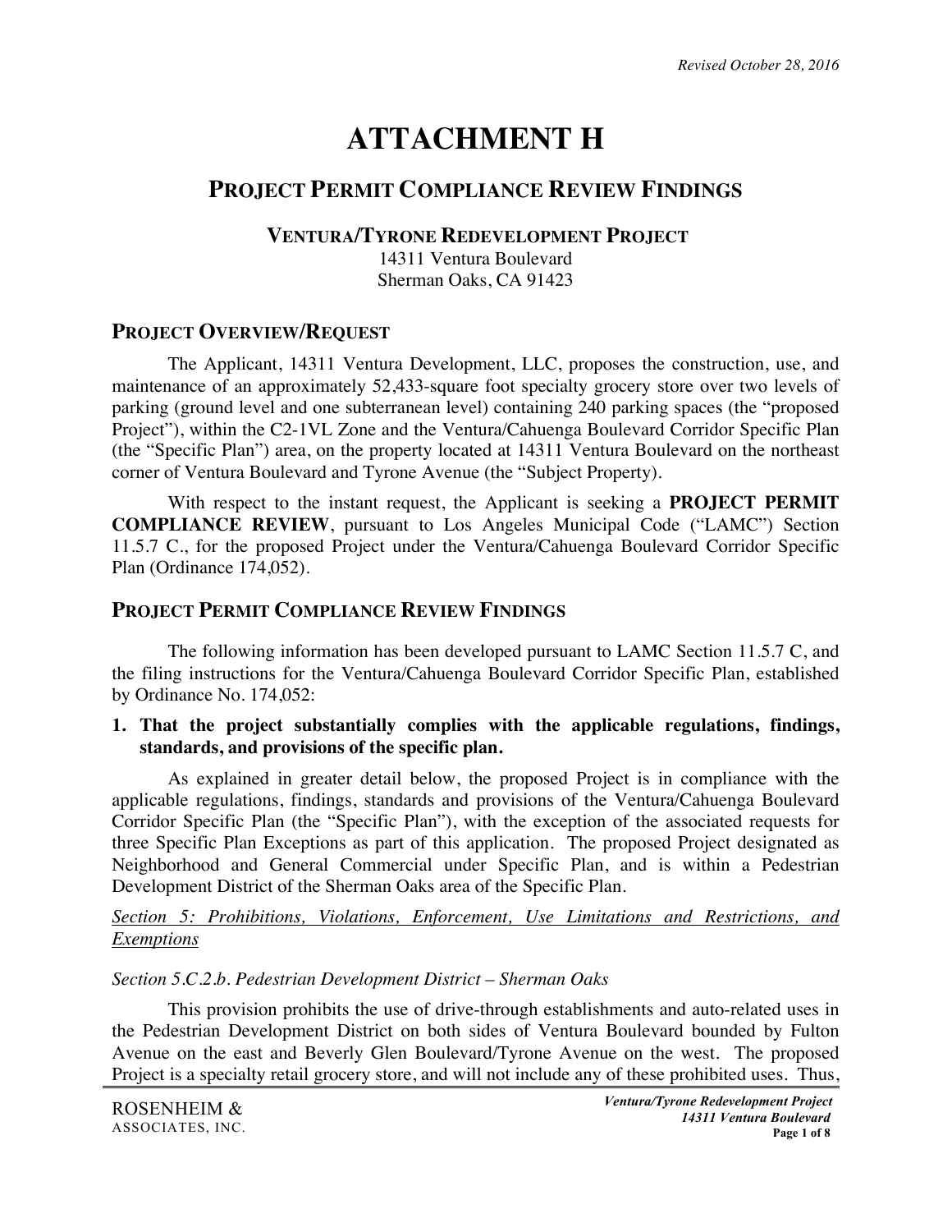*Revised October 28, 2016*

# ATTACHMENT H

## PROJECT PERMIT COMPLIANCE REVIEW FINDINGS

### VENTURA/TYRONE REDEVELOPMENT PROJECT

14311 Ventura Boulevard
Sherman Oaks, CA 91423

## PROJECT OVERVIEW/REQUEST

The Applicant, 14311 Ventura Development, LLC, proposes the construction, use, and maintenance of an approximately 52,433-square foot specialty grocery store over two levels of parking (ground level and one subterranean level) containing 240 parking spaces (the "proposed Project"), within the C2-1VL Zone and the Ventura/Cahuenga Boulevard Corridor Specific Plan (the "Specific Plan") area, on the property located at 14311 Ventura Boulevard on the northeast corner of Ventura Boulevard and Tyrone Avenue (the "Subject Property).

With respect to the instant request, the Applicant is seeking a **PROJECT PERMIT COMPLIANCE REVIEW**, pursuant to Los Angeles Municipal Code ("LAMC") Section 11.5.7 C., for the proposed Project under the Ventura/Cahuenga Boulevard Corridor Specific Plan (Ordinance 174,052).

## PROJECT PERMIT COMPLIANCE REVIEW FINDINGS

The following information has been developed pursuant to LAMC Section 11.5.7 C, and the filing instructions for the Ventura/Cahuenga Boulevard Corridor Specific Plan, established by Ordinance No. 174,052:

**1. That the project substantially complies with the applicable regulations, findings, standards, and provisions of the specific plan.**

As explained in greater detail below, the proposed Project is in compliance with the applicable regulations, findings, standards and provisions of the Ventura/Cahuenga Boulevard Corridor Specific Plan (the "Specific Plan"), with the exception of the associated requests for three Specific Plan Exceptions as part of this application. The proposed Project designated as Neighborhood and General Commercial under Specific Plan, and is within a Pedestrian Development District of the Sherman Oaks area of the Specific Plan.

*Section 5: Prohibitions, Violations, Enforcement, Use Limitations and Restrictions, and Exemptions*

*Section 5.C.2.b. Pedestrian Development District – Sherman Oaks*

This provision prohibits the use of drive-through establishments and auto-related uses in the Pedestrian Development District on both sides of Ventura Boulevard bounded by Fulton Avenue on the east and Beverly Glen Boulevard/Tyrone Avenue on the west. The proposed Project is a specialty retail grocery store, and will not include any of these prohibited uses. Thus,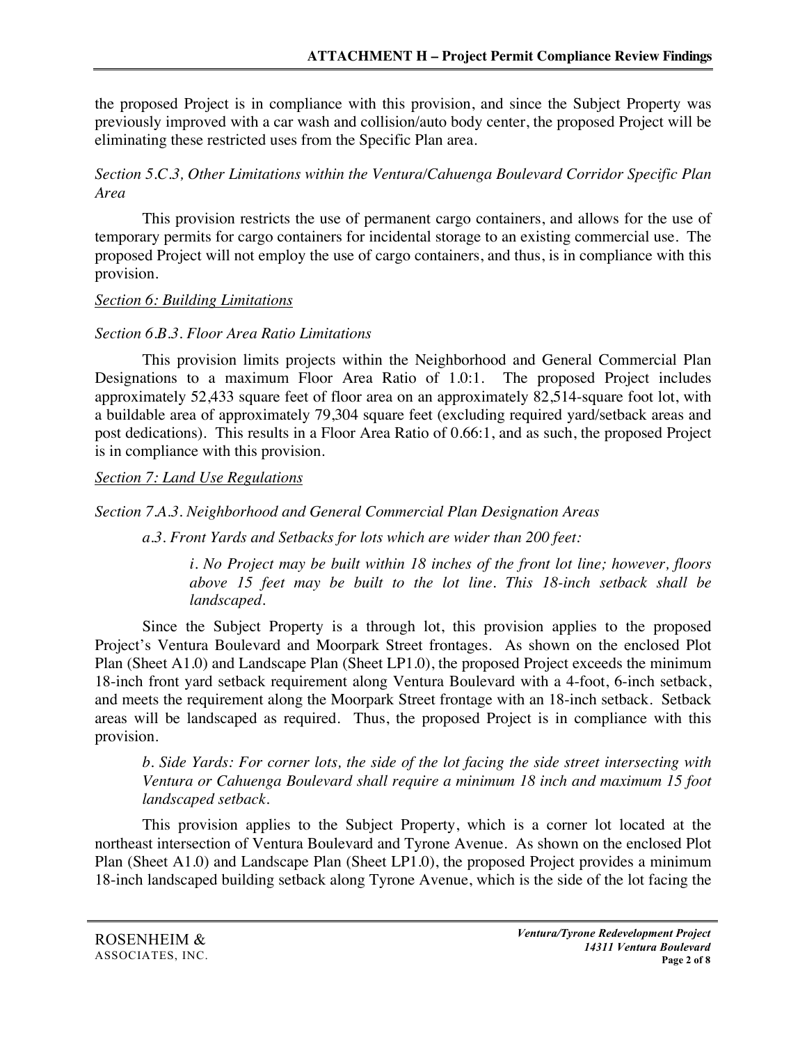the proposed Project is in compliance with this provision, and since the Subject Property was previously improved with a car wash and collision/auto body center, the proposed Project will be eliminating these restricted uses from the Specific Plan area.

*Section 5.C.3, Other Limitations within the Ventura/Cahuenga Boulevard Corridor Specific Plan Area*

This provision restricts the use of permanent cargo containers, and allows for the use of temporary permits for cargo containers for incidental storage to an existing commercial use. The proposed Project will not employ the use of cargo containers, and thus, is in compliance with this provision.

*Section 6: Building Limitations*

*Section 6.B.3. Floor Area Ratio Limitations*

This provision limits projects within the Neighborhood and General Commercial Plan Designations to a maximum Floor Area Ratio of 1.0:1. The proposed Project includes approximately 52,433 square feet of floor area on an approximately 82,514-square foot lot, with a buildable area of approximately 79,304 square feet (excluding required yard/setback areas and post dedications). This results in a Floor Area Ratio of 0.66:1, and as such, the proposed Project is in compliance with this provision.

*Section 7: Land Use Regulations*

*Section 7.A.3. Neighborhood and General Commercial Plan Designation Areas*

*a.3. Front Yards and Setbacks for lots which are wider than 200 feet:*

> *i. No Project may be built within 18 inches of the front lot line; however, floors above 15 feet may be built to the lot line. This 18-inch setback shall be landscaped.*

Since the Subject Property is a through lot, this provision applies to the proposed Project's Ventura Boulevard and Moorpark Street frontages. As shown on the enclosed Plot Plan (Sheet A1.0) and Landscape Plan (Sheet LP1.0), the proposed Project exceeds the minimum 18-inch front yard setback requirement along Ventura Boulevard with a 4-foot, 6-inch setback, and meets the requirement along the Moorpark Street frontage with an 18-inch setback. Setback areas will be landscaped as required. Thus, the proposed Project is in compliance with this provision.

*b. Side Yards: For corner lots, the side of the lot facing the side street intersecting with Ventura or Cahuenga Boulevard shall require a minimum 18 inch and maximum 15 foot landscaped setback.*

This provision applies to the Subject Property, which is a corner lot located at the northeast intersection of Ventura Boulevard and Tyrone Avenue. As shown on the enclosed Plot Plan (Sheet A1.0) and Landscape Plan (Sheet LP1.0), the proposed Project provides a minimum 18-inch landscaped building setback along Tyrone Avenue, which is the side of the lot facing the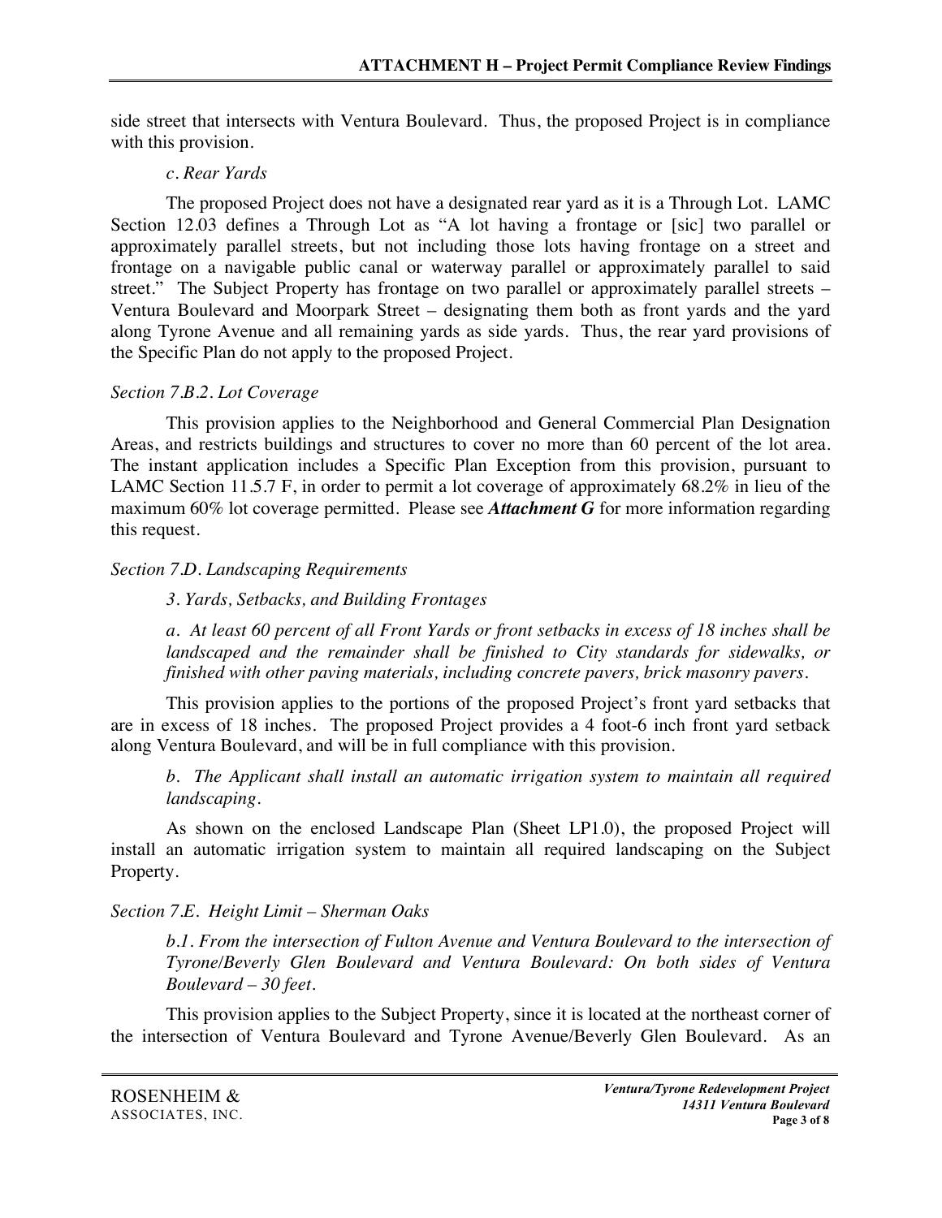side street that intersects with Ventura Boulevard. Thus, the proposed Project is in compliance with this provision.

*c. Rear Yards*

The proposed Project does not have a designated rear yard as it is a Through Lot. LAMC Section 12.03 defines a Through Lot as "A lot having a frontage or [sic] two parallel or approximately parallel streets, but not including those lots having frontage on a street and frontage on a navigable public canal or waterway parallel or approximately parallel to said street." The Subject Property has frontage on two parallel or approximately parallel streets – Ventura Boulevard and Moorpark Street – designating them both as front yards and the yard along Tyrone Avenue and all remaining yards as side yards. Thus, the rear yard provisions of the Specific Plan do not apply to the proposed Project.

*Section 7.B.2. Lot Coverage*

This provision applies to the Neighborhood and General Commercial Plan Designation Areas, and restricts buildings and structures to cover no more than 60 percent of the lot area. The instant application includes a Specific Plan Exception from this provision, pursuant to LAMC Section 11.5.7 F, in order to permit a lot coverage of approximately 68.2% in lieu of the maximum 60% lot coverage permitted. Please see ***Attachment G*** for more information regarding this request.

*Section 7.D. Landscaping Requirements*

*3. Yards, Setbacks, and Building Frontages*

*a. At least 60 percent of all Front Yards or front setbacks in excess of 18 inches shall be landscaped and the remainder shall be finished to City standards for sidewalks, or finished with other paving materials, including concrete pavers, brick masonry pavers.*

This provision applies to the portions of the proposed Project's front yard setbacks that are in excess of 18 inches. The proposed Project provides a 4 foot-6 inch front yard setback along Ventura Boulevard, and will be in full compliance with this provision.

*b. The Applicant shall install an automatic irrigation system to maintain all required landscaping.*

As shown on the enclosed Landscape Plan (Sheet LP1.0), the proposed Project will install an automatic irrigation system to maintain all required landscaping on the Subject Property.

*Section 7.E. Height Limit – Sherman Oaks*

*b.1. From the intersection of Fulton Avenue and Ventura Boulevard to the intersection of Tyrone/Beverly Glen Boulevard and Ventura Boulevard: On both sides of Ventura Boulevard – 30 feet.*

This provision applies to the Subject Property, since it is located at the northeast corner of the intersection of Ventura Boulevard and Tyrone Avenue/Beverly Glen Boulevard. As an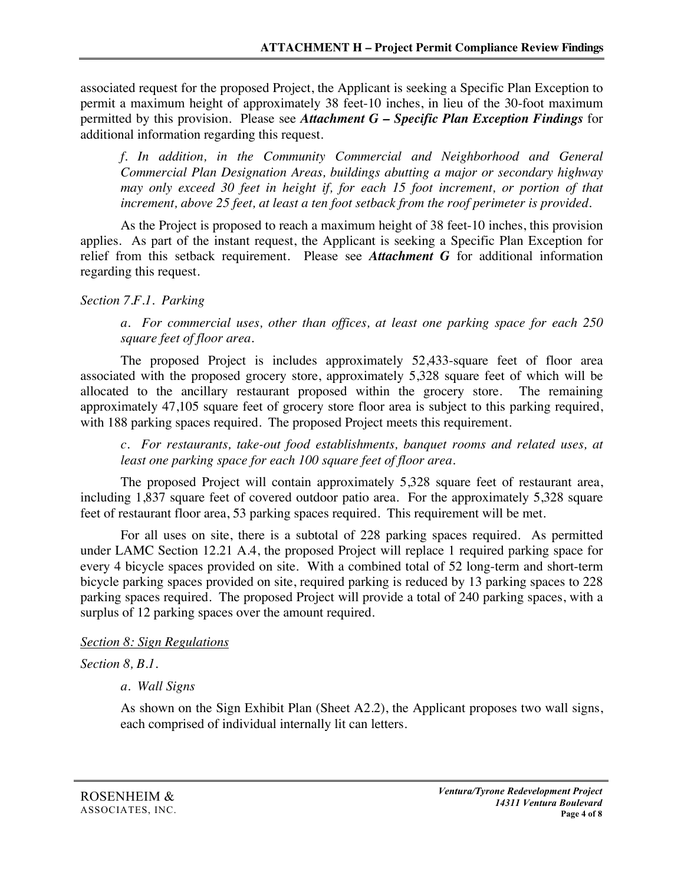associated request for the proposed Project, the Applicant is seeking a Specific Plan Exception to permit a maximum height of approximately 38 feet-10 inches, in lieu of the 30-foot maximum permitted by this provision. Please see ***Attachment G – Specific Plan Exception Findings*** for additional information regarding this request.

> *f. In addition, in the Community Commercial and Neighborhood and General Commercial Plan Designation Areas, buildings abutting a major or secondary highway may only exceed 30 feet in height if, for each 15 foot increment, or portion of that increment, above 25 feet, at least a ten foot setback from the roof perimeter is provided.*

As the Project is proposed to reach a maximum height of 38 feet-10 inches, this provision applies. As part of the instant request, the Applicant is seeking a Specific Plan Exception for relief from this setback requirement. Please see ***Attachment G*** for additional information regarding this request.

*Section 7.F.1. Parking*

> *a. For commercial uses, other than offices, at least one parking space for each 250 square feet of floor area.*

The proposed Project is includes approximately 52,433-square feet of floor area associated with the proposed grocery store, approximately 5,328 square feet of which will be allocated to the ancillary restaurant proposed within the grocery store. The remaining approximately 47,105 square feet of grocery store floor area is subject to this parking required, with 188 parking spaces required. The proposed Project meets this requirement.

> *c. For restaurants, take-out food establishments, banquet rooms and related uses, at least one parking space for each 100 square feet of floor area.*

The proposed Project will contain approximately 5,328 square feet of restaurant area, including 1,837 square feet of covered outdoor patio area. For the approximately 5,328 square feet of restaurant floor area, 53 parking spaces required. This requirement will be met.

For all uses on site, there is a subtotal of 228 parking spaces required. As permitted under LAMC Section 12.21 A.4, the proposed Project will replace 1 required parking space for every 4 bicycle spaces provided on site. With a combined total of 52 long-term and short-term bicycle parking spaces provided on site, required parking is reduced by 13 parking spaces to 228 parking spaces required. The proposed Project will provide a total of 240 parking spaces, with a surplus of 12 parking spaces over the amount required.

*<u>Section 8: Sign Regulations</u>*

*Section 8, B.1.*

> *a. Wall Signs*
>
> As shown on the Sign Exhibit Plan (Sheet A2.2), the Applicant proposes two wall signs, each comprised of individual internally lit can letters.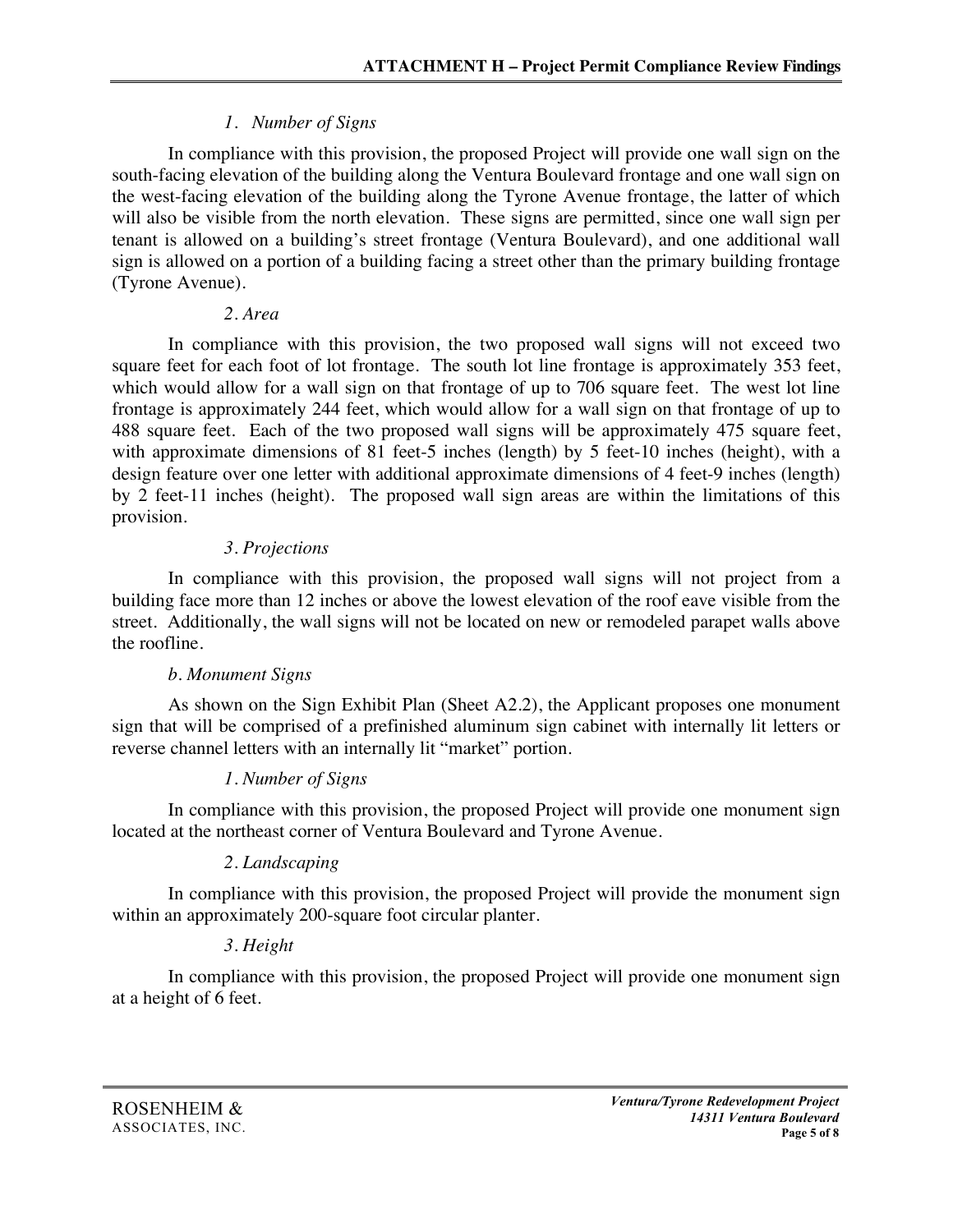*1. Number of Signs*

In compliance with this provision, the proposed Project will provide one wall sign on the south-facing elevation of the building along the Ventura Boulevard frontage and one wall sign on the west-facing elevation of the building along the Tyrone Avenue frontage, the latter of which will also be visible from the north elevation. These signs are permitted, since one wall sign per tenant is allowed on a building's street frontage (Ventura Boulevard), and one additional wall sign is allowed on a portion of a building facing a street other than the primary building frontage (Tyrone Avenue).

*2. Area*

In compliance with this provision, the two proposed wall signs will not exceed two square feet for each foot of lot frontage. The south lot line frontage is approximately 353 feet, which would allow for a wall sign on that frontage of up to 706 square feet. The west lot line frontage is approximately 244 feet, which would allow for a wall sign on that frontage of up to 488 square feet. Each of the two proposed wall signs will be approximately 475 square feet, with approximate dimensions of 81 feet-5 inches (length) by 5 feet-10 inches (height), with a design feature over one letter with additional approximate dimensions of 4 feet-9 inches (length) by 2 feet-11 inches (height). The proposed wall sign areas are within the limitations of this provision.

*3. Projections*

In compliance with this provision, the proposed wall signs will not project from a building face more than 12 inches or above the lowest elevation of the roof eave visible from the street. Additionally, the wall signs will not be located on new or remodeled parapet walls above the roofline.

*b. Monument Signs*

As shown on the Sign Exhibit Plan (Sheet A2.2), the Applicant proposes one monument sign that will be comprised of a prefinished aluminum sign cabinet with internally lit letters or reverse channel letters with an internally lit "market" portion.

*1. Number of Signs*

In compliance with this provision, the proposed Project will provide one monument sign located at the northeast corner of Ventura Boulevard and Tyrone Avenue.

*2. Landscaping*

In compliance with this provision, the proposed Project will provide the monument sign within an approximately 200-square foot circular planter.

*3. Height*

In compliance with this provision, the proposed Project will provide one monument sign at a height of 6 feet.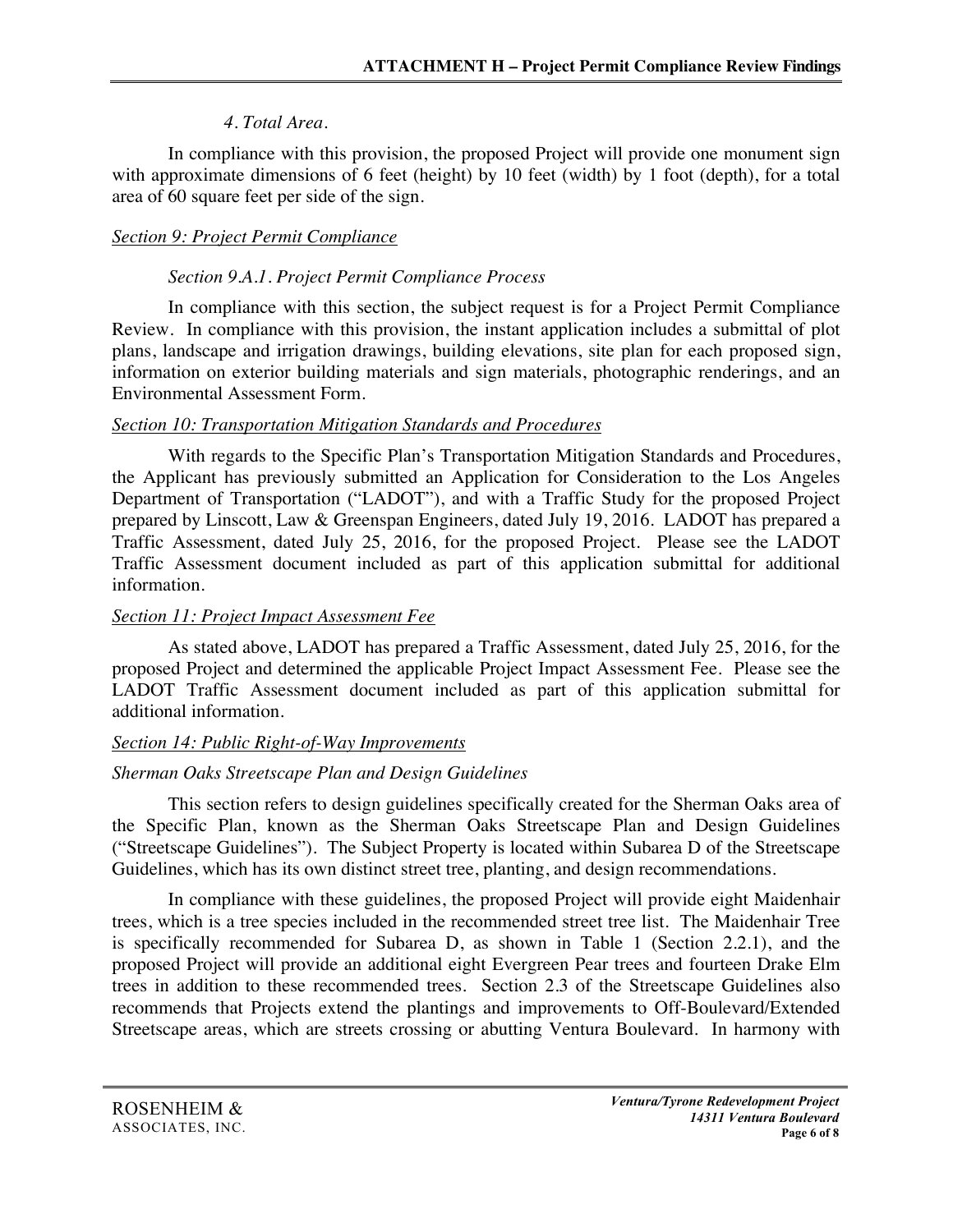*4. Total Area.*

In compliance with this provision, the proposed Project will provide one monument sign with approximate dimensions of 6 feet (height) by 10 feet (width) by 1 foot (depth), for a total area of 60 square feet per side of the sign.

*Section 9: Project Permit Compliance*

*Section 9.A.1. Project Permit Compliance Process*

In compliance with this section, the subject request is for a Project Permit Compliance Review. In compliance with this provision, the instant application includes a submittal of plot plans, landscape and irrigation drawings, building elevations, site plan for each proposed sign, information on exterior building materials and sign materials, photographic renderings, and an Environmental Assessment Form.

*Section 10: Transportation Mitigation Standards and Procedures*

With regards to the Specific Plan's Transportation Mitigation Standards and Procedures, the Applicant has previously submitted an Application for Consideration to the Los Angeles Department of Transportation ("LADOT"), and with a Traffic Study for the proposed Project prepared by Linscott, Law & Greenspan Engineers, dated July 19, 2016. LADOT has prepared a Traffic Assessment, dated July 25, 2016, for the proposed Project. Please see the LADOT Traffic Assessment document included as part of this application submittal for additional information.

*Section 11: Project Impact Assessment Fee*

As stated above, LADOT has prepared a Traffic Assessment, dated July 25, 2016, for the proposed Project and determined the applicable Project Impact Assessment Fee. Please see the LADOT Traffic Assessment document included as part of this application submittal for additional information.

*Section 14: Public Right-of-Way Improvements*

*Sherman Oaks Streetscape Plan and Design Guidelines*

This section refers to design guidelines specifically created for the Sherman Oaks area of the Specific Plan, known as the Sherman Oaks Streetscape Plan and Design Guidelines ("Streetscape Guidelines"). The Subject Property is located within Subarea D of the Streetscape Guidelines, which has its own distinct street tree, planting, and design recommendations.

In compliance with these guidelines, the proposed Project will provide eight Maidenhair trees, which is a tree species included in the recommended street tree list. The Maidenhair Tree is specifically recommended for Subarea D, as shown in Table 1 (Section 2.2.1), and the proposed Project will provide an additional eight Evergreen Pear trees and fourteen Drake Elm trees in addition to these recommended trees. Section 2.3 of the Streetscape Guidelines also recommends that Projects extend the plantings and improvements to Off-Boulevard/Extended Streetscape areas, which are streets crossing or abutting Ventura Boulevard. In harmony with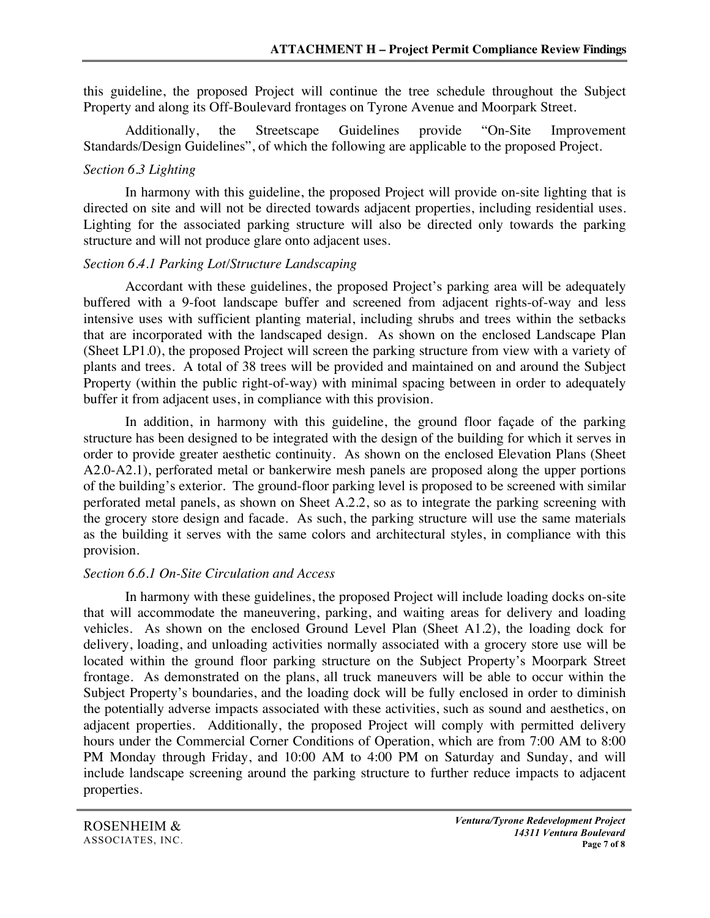this guideline, the proposed Project will continue the tree schedule throughout the Subject Property and along its Off-Boulevard frontages on Tyrone Avenue and Moorpark Street.

Additionally, the Streetscape Guidelines provide "On-Site Improvement Standards/Design Guidelines", of which the following are applicable to the proposed Project.

*Section 6.3 Lighting*

In harmony with this guideline, the proposed Project will provide on-site lighting that is directed on site and will not be directed towards adjacent properties, including residential uses. Lighting for the associated parking structure will also be directed only towards the parking structure and will not produce glare onto adjacent uses.

*Section 6.4.1 Parking Lot/Structure Landscaping*

Accordant with these guidelines, the proposed Project's parking area will be adequately buffered with a 9-foot landscape buffer and screened from adjacent rights-of-way and less intensive uses with sufficient planting material, including shrubs and trees within the setbacks that are incorporated with the landscaped design. As shown on the enclosed Landscape Plan (Sheet LP1.0), the proposed Project will screen the parking structure from view with a variety of plants and trees. A total of 38 trees will be provided and maintained on and around the Subject Property (within the public right-of-way) with minimal spacing between in order to adequately buffer it from adjacent uses, in compliance with this provision.

In addition, in harmony with this guideline, the ground floor façade of the parking structure has been designed to be integrated with the design of the building for which it serves in order to provide greater aesthetic continuity. As shown on the enclosed Elevation Plans (Sheet A2.0-A2.1), perforated metal or bankerwire mesh panels are proposed along the upper portions of the building's exterior. The ground-floor parking level is proposed to be screened with similar perforated metal panels, as shown on Sheet A.2.2, so as to integrate the parking screening with the grocery store design and facade. As such, the parking structure will use the same materials as the building it serves with the same colors and architectural styles, in compliance with this provision.

*Section 6.6.1 On-Site Circulation and Access*

In harmony with these guidelines, the proposed Project will include loading docks on-site that will accommodate the maneuvering, parking, and waiting areas for delivery and loading vehicles. As shown on the enclosed Ground Level Plan (Sheet A1.2), the loading dock for delivery, loading, and unloading activities normally associated with a grocery store use will be located within the ground floor parking structure on the Subject Property's Moorpark Street frontage. As demonstrated on the plans, all truck maneuvers will be able to occur within the Subject Property's boundaries, and the loading dock will be fully enclosed in order to diminish the potentially adverse impacts associated with these activities, such as sound and aesthetics, on adjacent properties. Additionally, the proposed Project will comply with permitted delivery hours under the Commercial Corner Conditions of Operation, which are from 7:00 AM to 8:00 PM Monday through Friday, and 10:00 AM to 4:00 PM on Saturday and Sunday, and will include landscape screening around the parking structure to further reduce impacts to adjacent properties.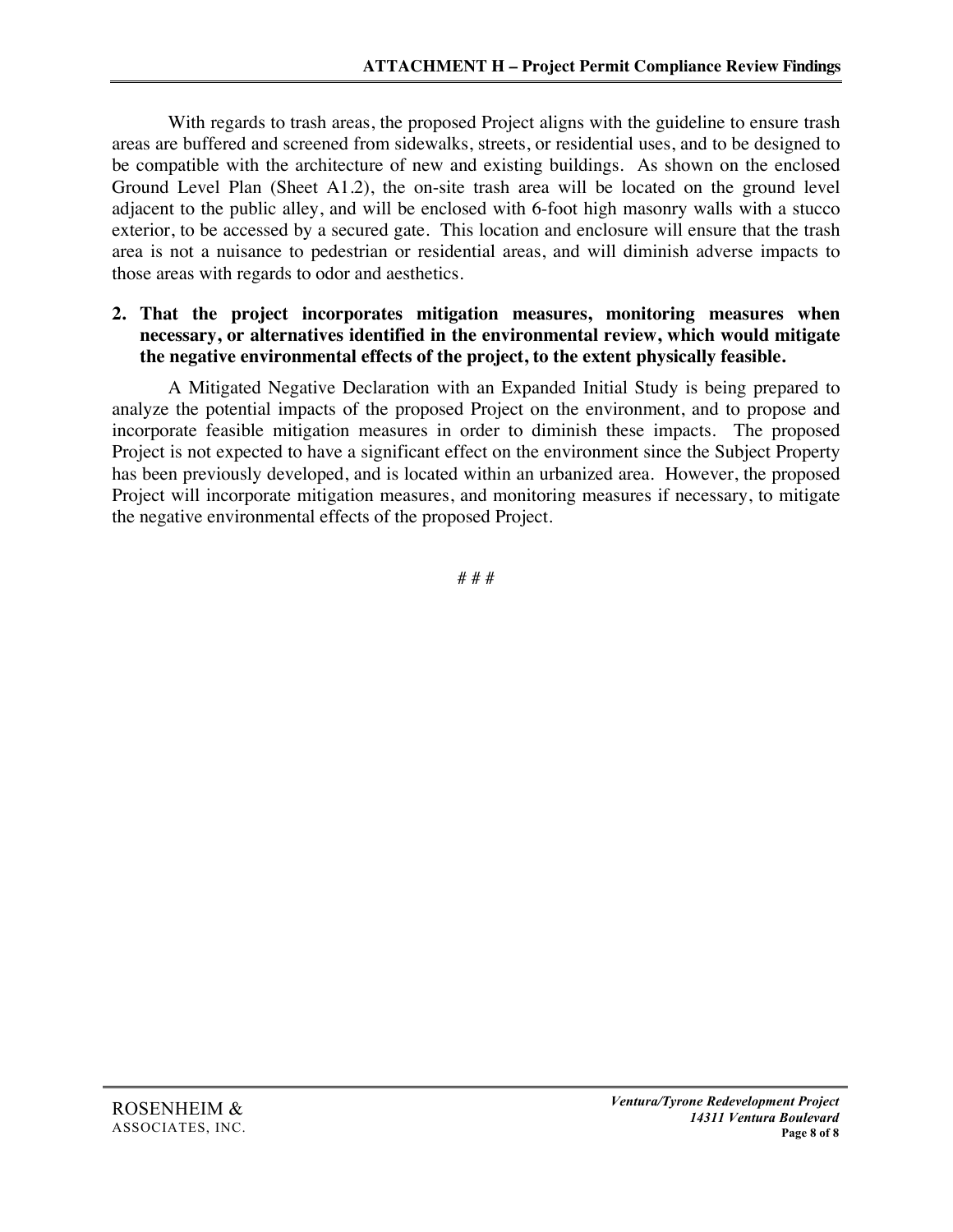With regards to trash areas, the proposed Project aligns with the guideline to ensure trash areas are buffered and screened from sidewalks, streets, or residential uses, and to be designed to be compatible with the architecture of new and existing buildings. As shown on the enclosed Ground Level Plan (Sheet A1.2), the on-site trash area will be located on the ground level adjacent to the public alley, and will be enclosed with 6-foot high masonry walls with a stucco exterior, to be accessed by a secured gate. This location and enclosure will ensure that the trash area is not a nuisance to pedestrian or residential areas, and will diminish adverse impacts to those areas with regards to odor and aesthetics.

**2. That the project incorporates mitigation measures, monitoring measures when necessary, or alternatives identified in the environmental review, which would mitigate the negative environmental effects of the project, to the extent physically feasible.**

A Mitigated Negative Declaration with an Expanded Initial Study is being prepared to analyze the potential impacts of the proposed Project on the environment, and to propose and incorporate feasible mitigation measures in order to diminish these impacts. The proposed Project is not expected to have a significant effect on the environment since the Subject Property has been previously developed, and is located within an urbanized area. However, the proposed Project will incorporate mitigation measures, and monitoring measures if necessary, to mitigate the negative environmental effects of the proposed Project.

# # #